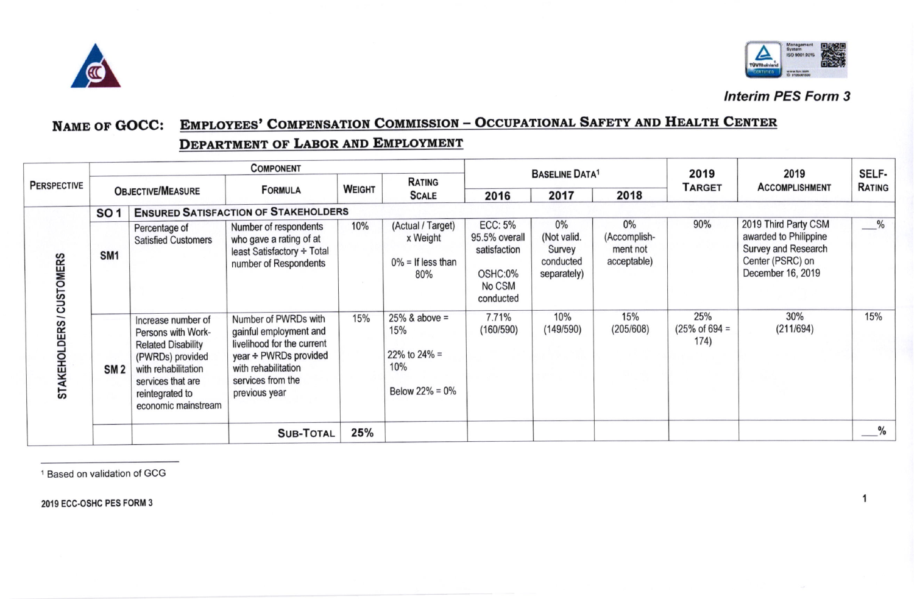*Interim PES Form 3*

## NAME OF GOCC: EMPLOYEES' COMPENSATION COMMISSION – OCCUPATIONAL SAFETY AND HEALTH CENTER DEPARTMENT OF LABOR AND EMPLOYMENT

| PERSPECTIVE | COMPONENT | | | | | BASELINE DATA[1] | | | 2019 TARGET | 2019 ACCOMPLISHMENT | SELF-RATING |
|---|---|---|---|---|---|---|---|---|---|---|---|
| | OBJECTIVE/MEASURE | | FORMULA | WEIGHT | RATING SCALE | 2016 | 2017 | 2018 | | | |
| STAKEHOLDERS / CUSTOMERS | SO 1 | ENSURED SATISFACTION OF STAKEHOLDERS | | | | | | | | | |
| | SM1 | Percentage of Satisfied Customers | Number of respondents who gave a rating of at least Satisfactory ÷ Total number of Respondents | 10% | (Actual / Target) x Weight<br><br>0% = If less than 80% | ECC: 5% 95.5% overall satisfaction<br><br>OSHC:0% No CSM conducted | 0% (Not valid. Survey conducted separately) | 0% (Accomplish-ment not acceptable) | 90% | 2019 Third Party CSM awarded to Philippine Survey and Research Center (PSRC) on December 16, 2019 | ___% |
| | SM 2 | Increase number of Persons with Work-Related Disability (PWRDs) provided with rehabilitation services that are reintegrated to economic mainstream | Number of PWRDs with gainful employment and livelihood for the current year ÷ PWRDs provided with rehabilitation services from the previous year | 15% | 25% & above = 15%<br><br>22% to 24% = 10%<br><br>Below 22% = 0% | 7.71% (160/590) | 10% (149/590) | 15% (205/608) | 25% (25% of 694 = 174) | 30% (211/694) | 15% |
| | | | SUB-TOTAL | 25% | | | | | | | ___% |

[1] Based on validation of GCG

2019 ECC-OSHC PES FORM 3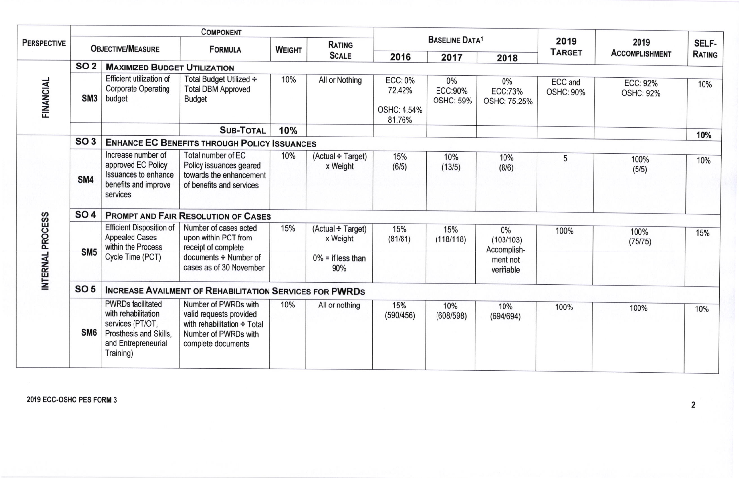| Perspective | Component | | | | | Baseline Data[1] | | | 2019 Target | 2019 Accomplishment | Self-Rating |
|---|---|---|---|---|---|---|---|---|---|---|---|
| | Objective/Measure | | Formula | Weight | Rating Scale | 2016 | 2017 | 2018 | | | |
| FINANCIAL | SO 2 | **Maximized Budget Utilization** | | | | | | | | | |
| | SM3 | Efficient utilization of Corporate Operating budget | Total Budget Utilized ÷ Total DBM Approved Budget | 10% | All or Nothing | ECC: 0% 72.42% OSHC: 4.54% 81.76% | 0% ECC:90% OSHC: 59% | 0% ECC:73% OSHC: 75.25% | ECC and OSHC: 90% | ECC: 92% OSHC: 92% | 10% |
| | | | **Sub-Total** | **10%** | | | | | | | **10%** |
| INTERNAL PROCESS | SO 3 | **Enhance EC Benefits through Policy Issuances** | | | | | | | | | |
| | SM4 | Increase number of approved EC Policy Issuances to enhance benefits and improve services | Total number of EC Policy issuances geared towards the enhancement of benefits and services | 10% | (Actual ÷ Target) x Weight | 15% (6/5) | 10% (13/5) | 10% (8/6) | 5 | 100% (5/5) | 10% |
| | SO 4 | **Prompt and Fair Resolution of Cases** | | | | | | | | | |
| | SM5 | Efficient Disposition of Appealed Cases within the Process Cycle Time (PCT) | Number of cases acted upon within PCT from receipt of complete documents ÷ Number of cases as of 30 November | 15% | (Actual ÷ Target) x Weight 0% = if less than 90% | 15% (81/81) | 15% (118/118) | 0% (103/103) Accomplish-ment not verifiable | 100% | 100% (75/75) | 15% |
| | SO 5 | **Increase Availment of Rehabilitation Services for PWRDs** | | | | | | | | | |
| | SM6 | PWRDs facilitated with rehabilitation services (PT/OT, Prosthesis and Skills, and Entrepreneurial Training) | Number of PWRDs with valid requests provided with rehabilitation ÷ Total Number of PWRDs with complete documents | 10% | All or nothing | 15% (590/456) | 10% (608/598) | 10% (694/694) | 100% | 100% | 10% |

2019 ECC-OSHC PES FORM 3